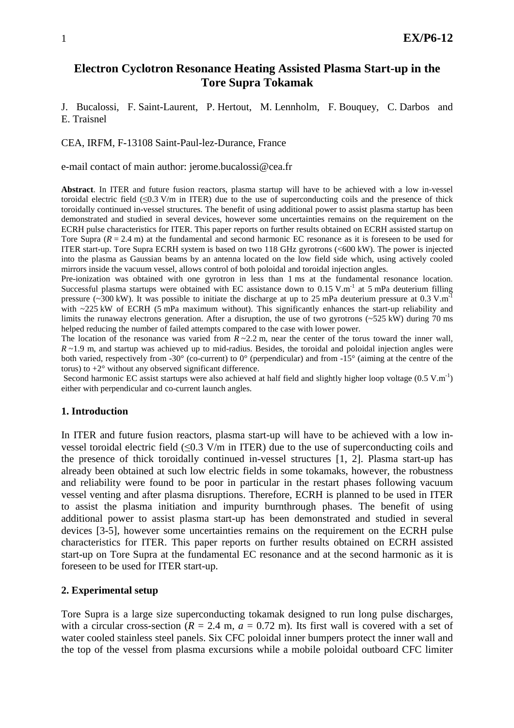# Electron Cyclotron Resonance Heating Assisted Plasma Start-up in the Tore Supra Tokamak

J. Bucalossi, F. Saint-Laurent, P. Hertout, M. Lennholm, F. Bouquey, C. Darbos and E. Traisnel

CEA, IRFM, F-13108 Saint-Paul-lez-Durance, France

e-mail contact of main author: jerome.bucalossi@cea.fr

**Abstract**. In ITER and future fusion reactors, plasma startup will have to be achieved with a low in-vessel toroidal electric field (≤0.3 V/m in ITER) due to the use of superconducting coils and the presence of thick toroidally continued in-vessel structures. The benefit of using additional power to assist plasma startup has been demonstrated and studied in several devices, however some uncertainties remains on the requirement on the ECRH pulse characteristics for ITER. This paper reports on further results obtained on ECRH assisted startup on Tore Supra ($R = 2.4$ m) at the fundamental and second harmonic EC resonance as it is foreseen to be used for ITER start-up. Tore Supra ECRH system is based on two 118 GHz gyrotrons (<600 kW). The power is injected into the plasma as Gaussian beams by an antenna located on the low field side which, using actively cooled mirrors inside the vacuum vessel, allows control of both poloidal and toroidal injection angles.

Pre-ionization was obtained with one gyrotron in less than 1 ms at the fundamental resonance location. Successful plasma startups were obtained with EC assistance down to 0.15 V.m$^{-1}$ at 5 mPa deuterium filling pressure (~300 kW). It was possible to initiate the discharge at up to 25 mPa deuterium pressure at 0.3 V.m$^{-1}$ with ~225 kW of ECRH (5 mPa maximum without). This significantly enhances the start-up reliability and limits the runaway electrons generation. After a disruption, the use of two gyrotrons (~525 kW) during 70 ms helped reducing the number of failed attempts compared to the case with lower power.

The location of the resonance was varied from $R$ ~2.2 m, near the center of the torus toward the inner wall, $R$ ~1.9 m, and startup was achieved up to mid-radius. Besides, the toroidal and poloidal injection angles were both varied, respectively from -30° (co-current) to 0° (perpendicular) and from -15° (aiming at the centre of the torus) to +2° without any observed significant difference.

Second harmonic EC assist startups were also achieved at half field and slightly higher loop voltage (0.5 V.m$^{-1}$) either with perpendicular and co-current launch angles.

## 1. Introduction

In ITER and future fusion reactors, plasma start-up will have to be achieved with a low in-vessel toroidal electric field (≤0.3 V/m in ITER) due to the use of superconducting coils and the presence of thick toroidally continued in-vessel structures [1, 2]. Plasma start-up has already been obtained at such low electric fields in some tokamaks, however, the robustness and reliability were found to be poor in particular in the restart phases following vacuum vessel venting and after plasma disruptions. Therefore, ECRH is planned to be used in ITER to assist the plasma initiation and impurity burnthrough phases. The benefit of using additional power to assist plasma start-up has been demonstrated and studied in several devices [3-5], however some uncertainties remains on the requirement on the ECRH pulse characteristics for ITER. This paper reports on further results obtained on ECRH assisted start-up on Tore Supra at the fundamental EC resonance and at the second harmonic as it is foreseen to be used for ITER start-up.

## 2. Experimental setup

Tore Supra is a large size superconducting tokamak designed to run long pulse discharges, with a circular cross-section ($R = 2.4$ m, $a = 0.72$ m). Its first wall is covered with a set of water cooled stainless steel panels. Six CFC poloidal inner bumpers protect the inner wall and the top of the vessel from plasma excursions while a mobile poloidal outboard CFC limiter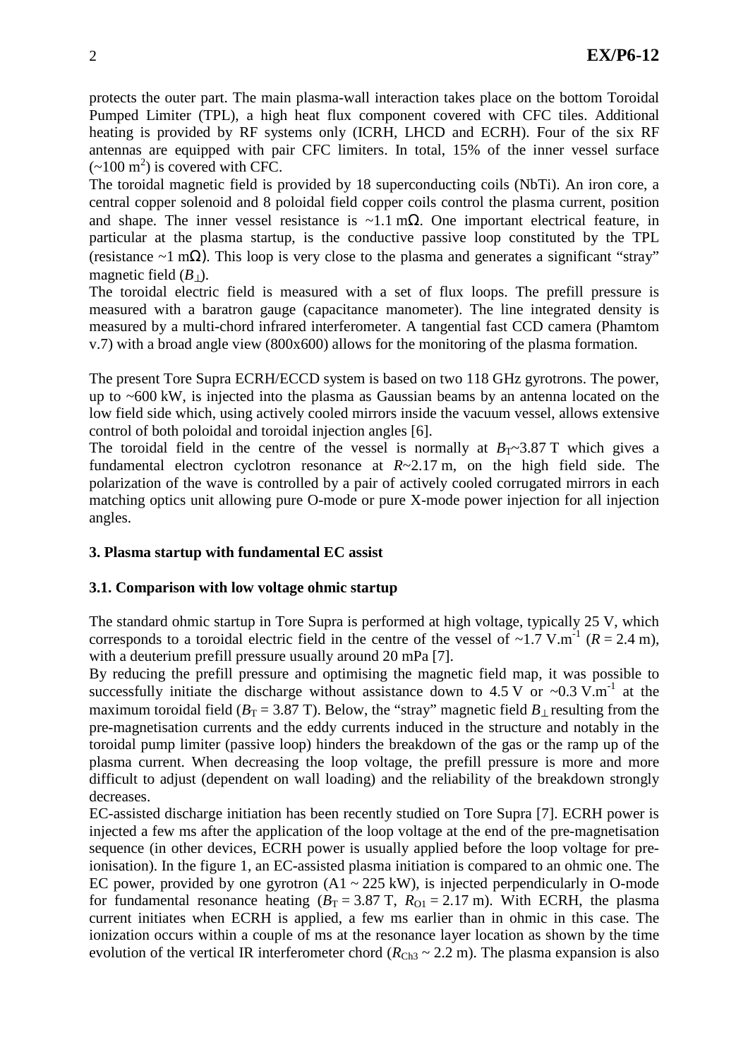protects the outer part. The main plasma-wall interaction takes place on the bottom Toroidal Pumped Limiter (TPL), a high heat flux component covered with CFC tiles. Additional heating is provided by RF systems only (ICRH, LHCD and ECRH). Four of the six RF antennas are equipped with pair CFC limiters. In total, 15% of the inner vessel surface (~100 $m^2$) is covered with CFC.

The toroidal magnetic field is provided by 18 superconducting coils (NbTi). An iron core, a central copper solenoid and 8 poloidal field copper coils control the plasma current, position and shape. The inner vessel resistance is ~1.1 mΩ. One important electrical feature, in particular at the plasma startup, is the conductive passive loop constituted by the TPL (resistance ~1 mΩ). This loop is very close to the plasma and generates a significant "stray" magnetic field ($B_{\perp}$).

The toroidal electric field is measured with a set of flux loops. The prefill pressure is measured with a baratron gauge (capacitance manometer). The line integrated density is measured by a multi-chord infrared interferometer. A tangential fast CCD camera (Phamtom v.7) with a broad angle view (800x600) allows for the monitoring of the plasma formation.

The present Tore Supra ECRH/ECCD system is based on two 118 GHz gyrotrons. The power, up to ~600 kW, is injected into the plasma as Gaussian beams by an antenna located on the low field side which, using actively cooled mirrors inside the vacuum vessel, allows extensive control of both poloidal and toroidal injection angles [6].

The toroidal field in the centre of the vessel is normally at $B_T$~3.87 T which gives a fundamental electron cyclotron resonance at $R$~2.17 m, on the high field side. The polarization of the wave is controlled by a pair of actively cooled corrugated mirrors in each matching optics unit allowing pure O-mode or pure X-mode power injection for all injection angles.

## 3. Plasma startup with fundamental EC assist

### 3.1. Comparison with low voltage ohmic startup

The standard ohmic startup in Tore Supra is performed at high voltage, typically 25 V, which corresponds to a toroidal electric field in the centre of the vessel of ~1.7 V.m$^{-1}$ ($R$ = 2.4 m), with a deuterium prefill pressure usually around 20 mPa [7].

By reducing the prefill pressure and optimising the magnetic field map, it was possible to successfully initiate the discharge without assistance down to 4.5 V or ~0.3 V.m$^{-1}$ at the maximum toroidal field ($B_T$ = 3.87 T). Below, the "stray" magnetic field $B_{\perp}$ resulting from the pre-magnetisation currents and the eddy currents induced in the structure and notably in the toroidal pump limiter (passive loop) hinders the breakdown of the gas or the ramp up of the plasma current. When decreasing the loop voltage, the prefill pressure is more and more difficult to adjust (dependent on wall loading) and the reliability of the breakdown strongly decreases.

EC-assisted discharge initiation has been recently studied on Tore Supra [7]. ECRH power is injected a few ms after the application of the loop voltage at the end of the pre-magnetisation sequence (in other devices, ECRH power is usually applied before the loop voltage for pre-ionisation). In the figure 1, an EC-assisted plasma initiation is compared to an ohmic one. The EC power, provided by one gyrotron (A1 ~ 225 kW), is injected perpendicularly in O-mode for fundamental resonance heating ($B_T$ = 3.87 T, $R_{O1}$ = 2.17 m). With ECRH, the plasma current initiates when ECRH is applied, a few ms earlier than in ohmic in this case. The ionization occurs within a couple of ms at the resonance layer location as shown by the time evolution of the vertical IR interferometer chord ($R_{Ch3}$ ~ 2.2 m). The plasma expansion is also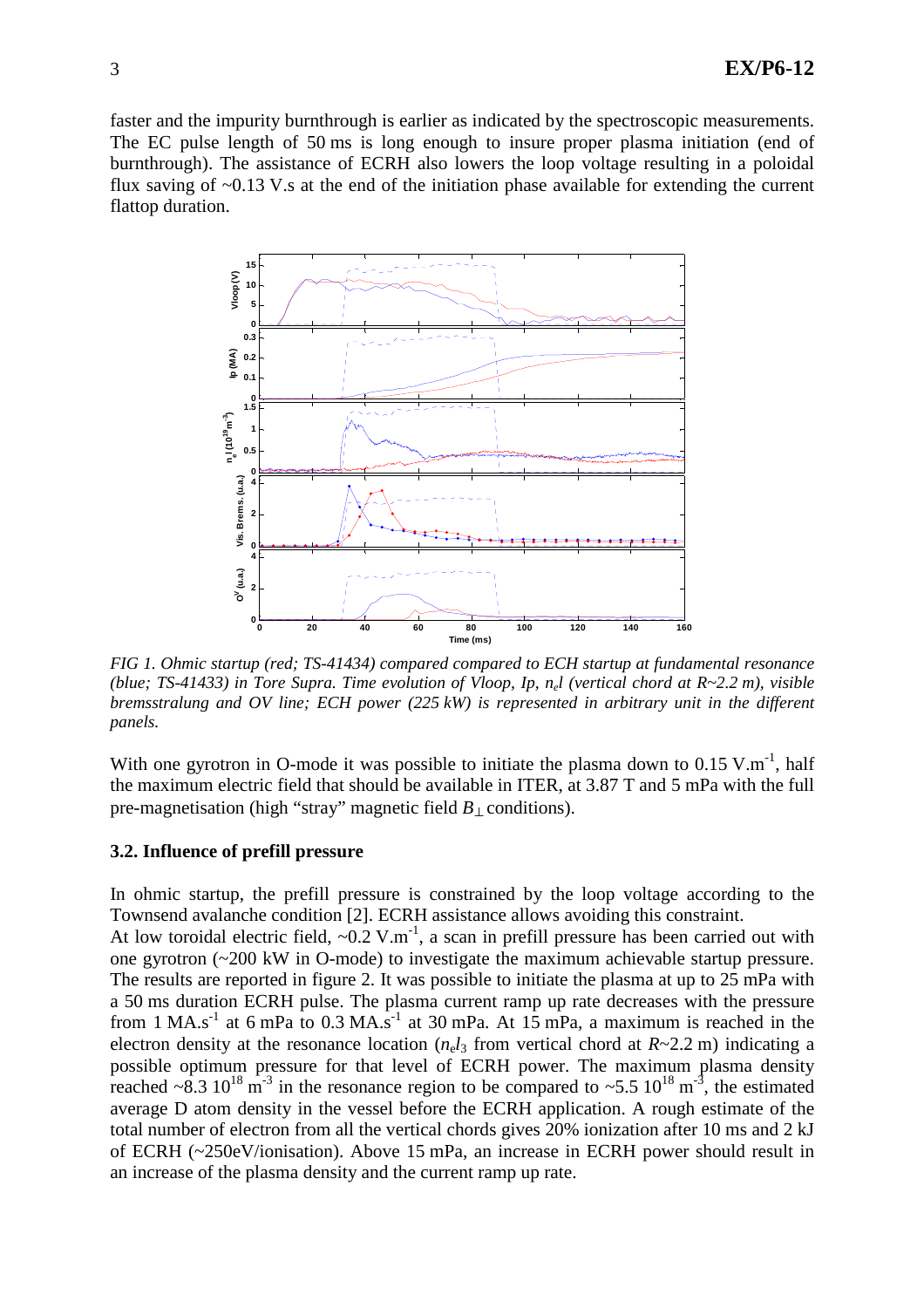faster and the impurity burnthrough is earlier as indicated by the spectroscopic measurements. The EC pulse length of 50 ms is long enough to insure proper plasma initiation (end of burnthrough). The assistance of ECRH also lowers the loop voltage resulting in a poloidal flux saving of ~0.13 V.s at the end of the initiation phase available for extending the current flattop duration.

*FIG 1. Ohmic startup (red; TS-41434) compared compared to ECH startup at fundamental resonance (blue; TS-41433) in Tore Supra. Time evolution of Vloop, Ip, $n_el$ (vertical chord at R~2.2 m), visible bremsstralung and OV line; ECH power (225 kW) is represented in arbitrary unit in the different panels.*

With one gyrotron in O-mode it was possible to initiate the plasma down to 0.15 V.m$^{-1}$, half the maximum electric field that should be available in ITER, at 3.87 T and 5 mPa with the full pre-magnetisation (high "stray" magnetic field $B_\perp$ conditions).

### 3.2. Influence of prefill pressure

In ohmic startup, the prefill pressure is constrained by the loop voltage according to the Townsend avalanche condition [2]. ECRH assistance allows avoiding this constraint.

At low toroidal electric field, ~0.2 V.m$^{-1}$, a scan in prefill pressure has been carried out with one gyrotron (~200 kW in O-mode) to investigate the maximum achievable startup pressure. The results are reported in figure 2. It was possible to initiate the plasma at up to 25 mPa with a 50 ms duration ECRH pulse. The plasma current ramp up rate decreases with the pressure from 1 MA.s$^{-1}$ at 6 mPa to 0.3 MA.s$^{-1}$ at 30 mPa. At 15 mPa, a maximum is reached in the electron density at the resonance location ($n_el_3$ from vertical chord at $R$~2.2 m) indicating a possible optimum pressure for that level of ECRH power. The maximum plasma density reached ~8.3 10$^{18}$ m$^{-3}$ in the resonance region to be compared to ~5.5 10$^{18}$ m$^{-3}$, the estimated average D atom density in the vessel before the ECRH application. A rough estimate of the total number of electron from all the vertical chords gives 20% ionization after 10 ms and 2 kJ of ECRH (~250eV/ionisation). Above 15 mPa, an increase in ECRH power should result in an increase of the plasma density and the current ramp up rate.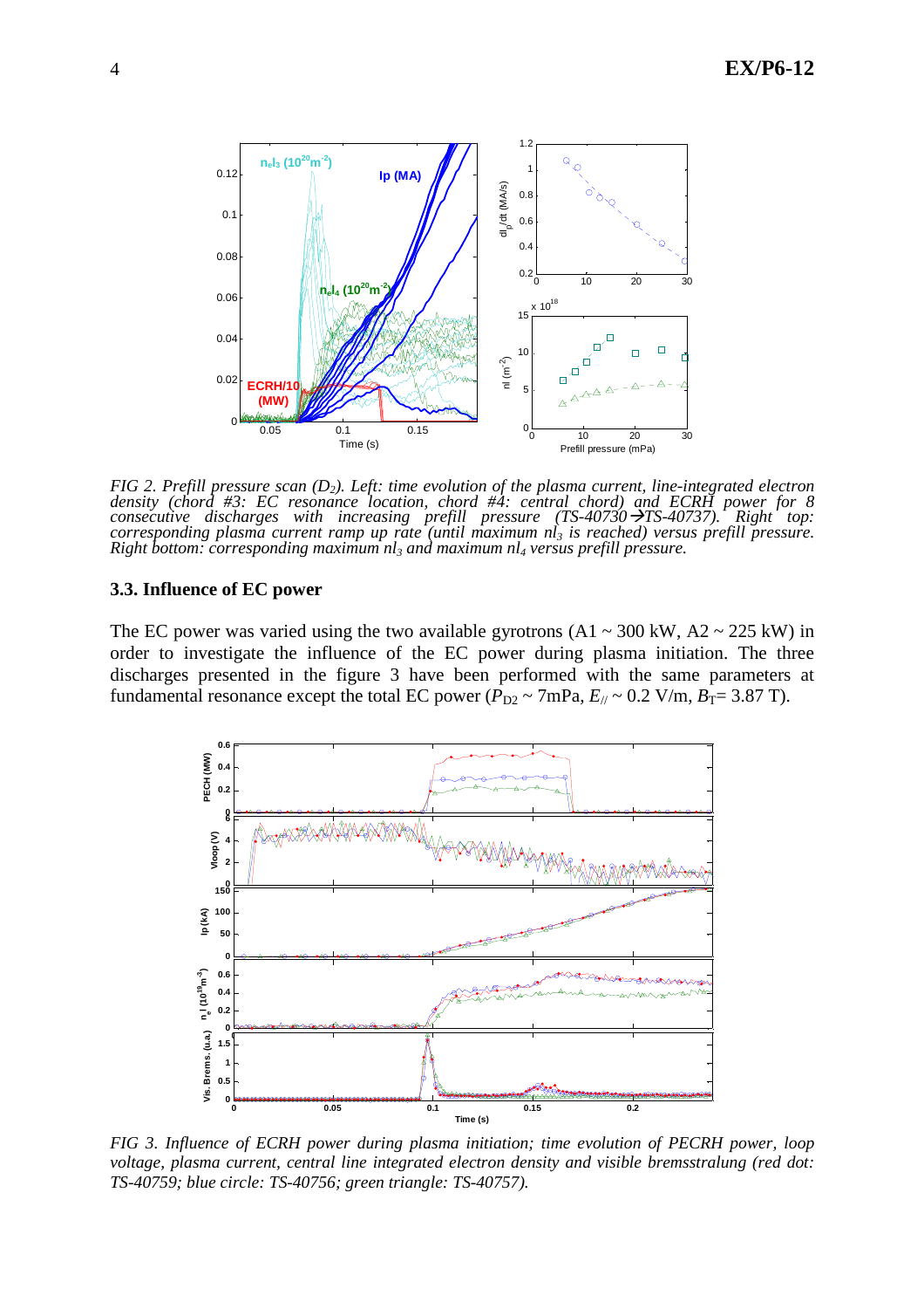*FIG 2. Prefill pressure scan ($D_2$). Left: time evolution of the plasma current, line-integrated electron density (chord #3: EC resonance location, chord #4: central chord) and ECRH power for 8 consecutive discharges with increasing prefill pressure (TS-40730→TS-40737). Right top: corresponding plasma current ramp up rate (until maximum $nl_3$ is reached) versus prefill pressure. Right bottom: corresponding maximum $nl_3$ and maximum $nl_4$ versus prefill pressure.*

### 3.3. Influence of EC power

The EC power was varied using the two available gyrotrons (A1 ~ 300 kW, A2 ~ 225 kW) in order to investigate the influence of the EC power during plasma initiation. The three discharges presented in the figure 3 have been performed with the same parameters at fundamental resonance except the total EC power ($P_{D2}$ ~ 7mPa, $E_{//}$ ~ 0.2 V/m, $B_T$= 3.87 T).

*FIG 3. Influence of ECRH power during plasma initiation; time evolution of PECRH power, loop voltage, plasma current, central line integrated electron density and visible bremsstralung (red dot: TS-40759; blue circle: TS-40756; green triangle: TS-40757).*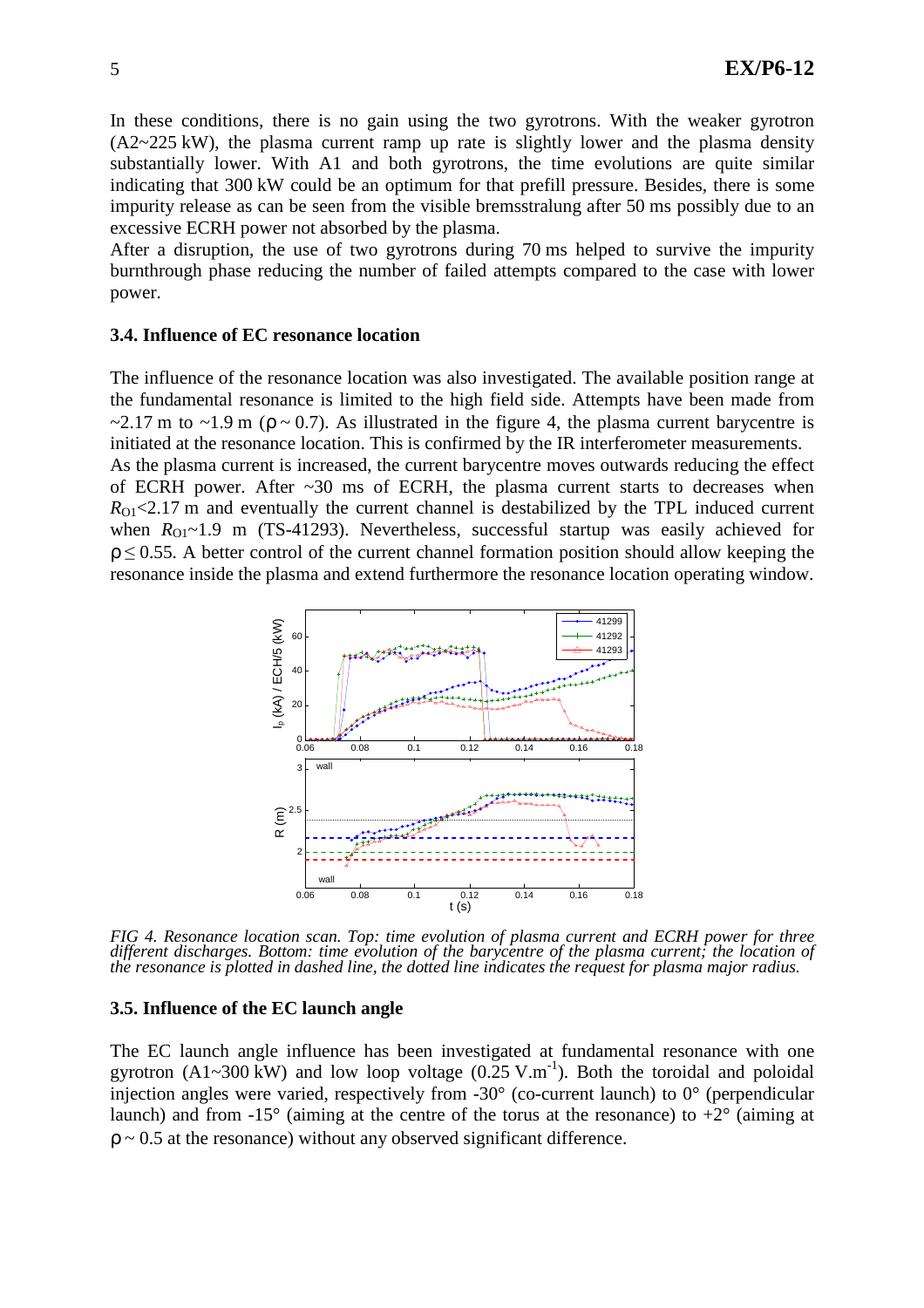In these conditions, there is no gain using the two gyrotrons. With the weaker gyrotron (A2~225 kW), the plasma current ramp up rate is slightly lower and the plasma density substantially lower. With A1 and both gyrotrons, the time evolutions are quite similar indicating that 300 kW could be an optimum for that prefill pressure. Besides, there is some impurity release as can be seen from the visible bremsstralung after 50 ms possibly due to an excessive ECRH power not absorbed by the plasma.

After a disruption, the use of two gyrotrons during 70 ms helped to survive the impurity burnthrough phase reducing the number of failed attempts compared to the case with lower power.

### 3.4. Influence of EC resonance location

The influence of the resonance location was also investigated. The available position range at the fundamental resonance is limited to the high field side. Attempts have been made from ~2.17 m to ~1.9 m ($\rho \sim 0.7$). As illustrated in the figure 4, the plasma current barycentre is initiated at the resonance location. This is confirmed by the IR interferometer measurements.

As the plasma current is increased, the current barycentre moves outwards reducing the effect of ECRH power. After ~30 ms of ECRH, the plasma current starts to decreases when $R_{O1}$<2.17 m and eventually the current channel is destabilized by the TPL induced current when $R_{O1}$~1.9 m (TS-41293). Nevertheless, successful startup was easily achieved for $\rho \leq 0.55$. A better control of the current channel formation position should allow keeping the resonance inside the plasma and extend furthermore the resonance location operating window.

*FIG 4. Resonance location scan. Top: time evolution of plasma current and ECRH power for three different discharges. Bottom: time evolution of the barycentre of the plasma current; the location of the resonance is plotted in dashed line, the dotted line indicates the request for plasma major radius.*

### 3.5. Influence of the EC launch angle

The EC launch angle influence has been investigated at fundamental resonance with one gyrotron (A1~300 kW) and low loop voltage (0.25 V.m$^{-1}$). Both the toroidal and poloidal injection angles were varied, respectively from -30° (co-current launch) to 0° (perpendicular launch) and from -15° (aiming at the centre of the torus at the resonance) to +2° (aiming at $\rho \sim 0.5$ at the resonance) without any observed significant difference.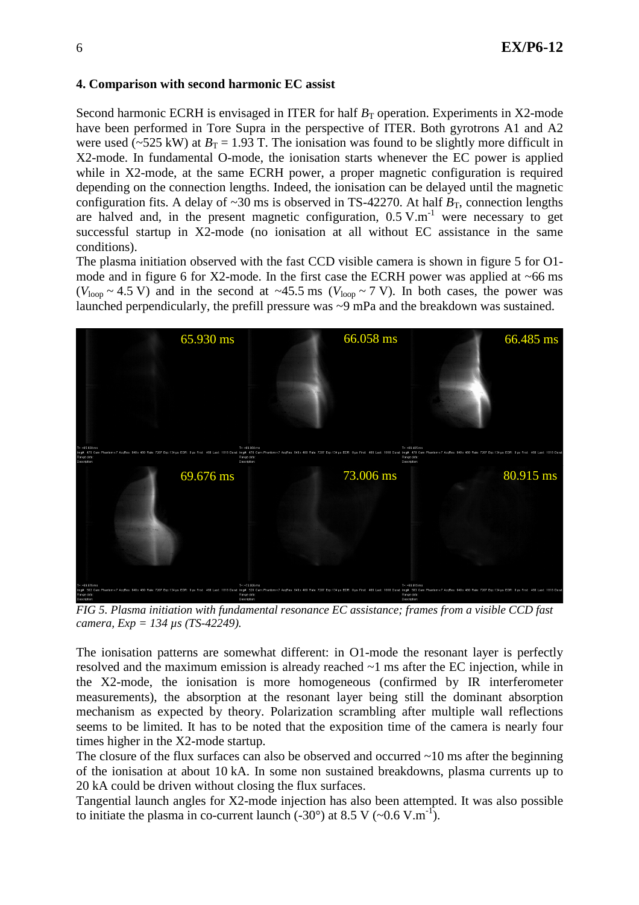### 4. Comparison with second harmonic EC assist

Second harmonic ECRH is envisaged in ITER for half $B_T$ operation. Experiments in X2-mode have been performed in Tore Supra in the perspective of ITER. Both gyrotrons A1 and A2 were used (~525 kW) at $B_T$ = 1.93 T. The ionisation was found to be slightly more difficult in X2-mode. In fundamental O-mode, the ionisation starts whenever the EC power is applied while in X2-mode, at the same ECRH power, a proper magnetic configuration is required depending on the connection lengths. Indeed, the ionisation can be delayed until the magnetic configuration fits. A delay of ~30 ms is observed in TS-42270. At half $B_T$, connection lengths are halved and, in the present magnetic configuration, 0.5 V.m$^{-1}$ were necessary to get successful startup in X2-mode (no ionisation at all without EC assistance in the same conditions).

The plasma initiation observed with the fast CCD visible camera is shown in figure 5 for O1-mode and in figure 6 for X2-mode. In the first case the ECRH power was applied at ~66 ms ($V_{loop}$ ~ 4.5 V) and in the second at ~45.5 ms ($V_{loop}$ ~ 7 V). In both cases, the power was launched perpendicularly, the prefill pressure was ~9 mPa and the breakdown was sustained.

*FIG 5. Plasma initiation with fundamental resonance EC assistance; frames from a visible CCD fast camera, Exp = 134 µs (TS-42249).*

The ionisation patterns are somewhat different: in O1-mode the resonant layer is perfectly resolved and the maximum emission is already reached ~1 ms after the EC injection, while in the X2-mode, the ionisation is more homogeneous (confirmed by IR interferometer measurements), the absorption at the resonant layer being still the dominant absorption mechanism as expected by theory. Polarization scrambling after multiple wall reflections seems to be limited. It has to be noted that the exposition time of the camera is nearly four times higher in the X2-mode startup.

The closure of the flux surfaces can also be observed and occurred ~10 ms after the beginning of the ionisation at about 10 kA. In some non sustained breakdowns, plasma currents up to 20 kA could be driven without closing the flux surfaces.

Tangential launch angles for X2-mode injection has also been attempted. It was also possible to initiate the plasma in co-current launch (-30°) at 8.5 V (~0.6 V.m$^{-1}$).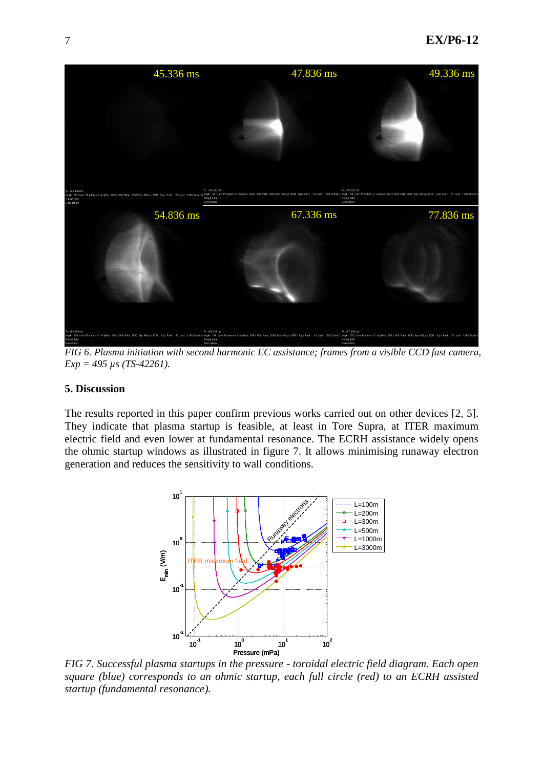*FIG 6. Plasma initiation with second harmonic EC assistance; frames from a visible CCD fast camera, Exp = 495 µs (TS-42261).*

## 5. Discussion

The results reported in this paper confirm previous works carried out on other devices [2, 5]. They indicate that plasma startup is feasible, at least in Tore Supra, at ITER maximum electric field and even lower at fundamental resonance. The ECRH assistance widely opens the ohmic startup windows as illustrated in figure 7. It allows minimising runaway electron generation and reduces the sensitivity to wall conditions.

*FIG 7. Successful plasma startups in the pressure - toroidal electric field diagram. Each open square (blue) corresponds to an ohmic startup, each full circle (red) to an ECRH assisted startup (fundamental resonance).*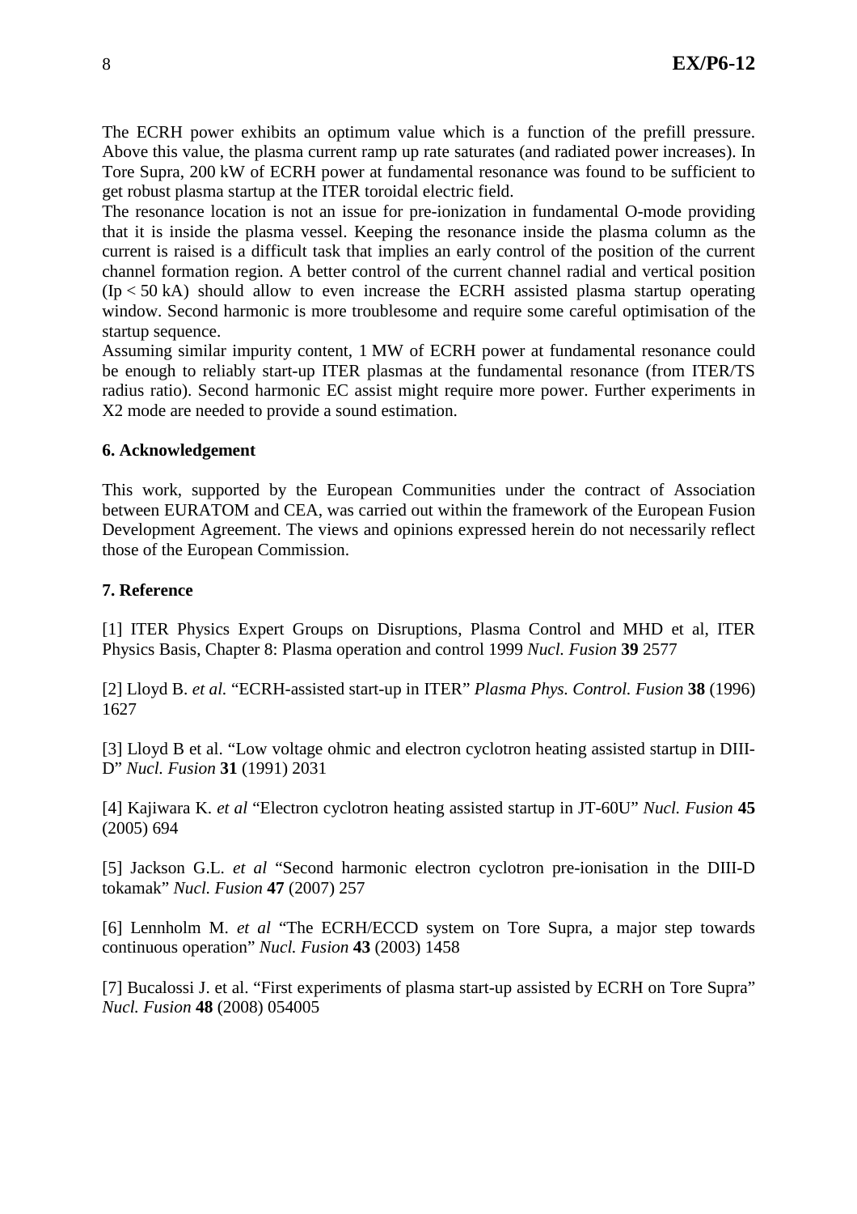The ECRH power exhibits an optimum value which is a function of the prefill pressure. Above this value, the plasma current ramp up rate saturates (and radiated power increases). In Tore Supra, 200 kW of ECRH power at fundamental resonance was found to be sufficient to get robust plasma startup at the ITER toroidal electric field.

The resonance location is not an issue for pre-ionization in fundamental O-mode providing that it is inside the plasma vessel. Keeping the resonance inside the plasma column as the current is raised is a difficult task that implies an early control of the position of the current channel formation region. A better control of the current channel radial and vertical position ($Ip < 50$ kA) should allow to even increase the ECRH assisted plasma startup operating window. Second harmonic is more troublesome and require some careful optimisation of the startup sequence.

Assuming similar impurity content, 1 MW of ECRH power at fundamental resonance could be enough to reliably start-up ITER plasmas at the fundamental resonance (from ITER/TS radius ratio). Second harmonic EC assist might require more power. Further experiments in X2 mode are needed to provide a sound estimation.

### 6. Acknowledgement

This work, supported by the European Communities under the contract of Association between EURATOM and CEA, was carried out within the framework of the European Fusion Development Agreement. The views and opinions expressed herein do not necessarily reflect those of the European Commission.

### 7. Reference

[1] ITER Physics Expert Groups on Disruptions, Plasma Control and MHD et al, ITER Physics Basis, Chapter 8: Plasma operation and control 1999 *Nucl. Fusion* **39** 2577

[2] Lloyd B. *et al.* "ECRH-assisted start-up in ITER" *Plasma Phys. Control. Fusion* **38** (1996) 1627

[3] Lloyd B et al. "Low voltage ohmic and electron cyclotron heating assisted startup in DIII-D" *Nucl. Fusion* **31** (1991) 2031

[4] Kajiwara K. *et al* "Electron cyclotron heating assisted startup in JT-60U" *Nucl. Fusion* **45** (2005) 694

[5] Jackson G.L. *et al* "Second harmonic electron cyclotron pre-ionisation in the DIII-D tokamak" *Nucl. Fusion* **47** (2007) 257

[6] Lennholm M. *et al* "The ECRH/ECCD system on Tore Supra, a major step towards continuous operation" *Nucl. Fusion* **43** (2003) 1458

[7] Bucalossi J. et al. "First experiments of plasma start-up assisted by ECRH on Tore Supra" *Nucl. Fusion* **48** (2008) 054005